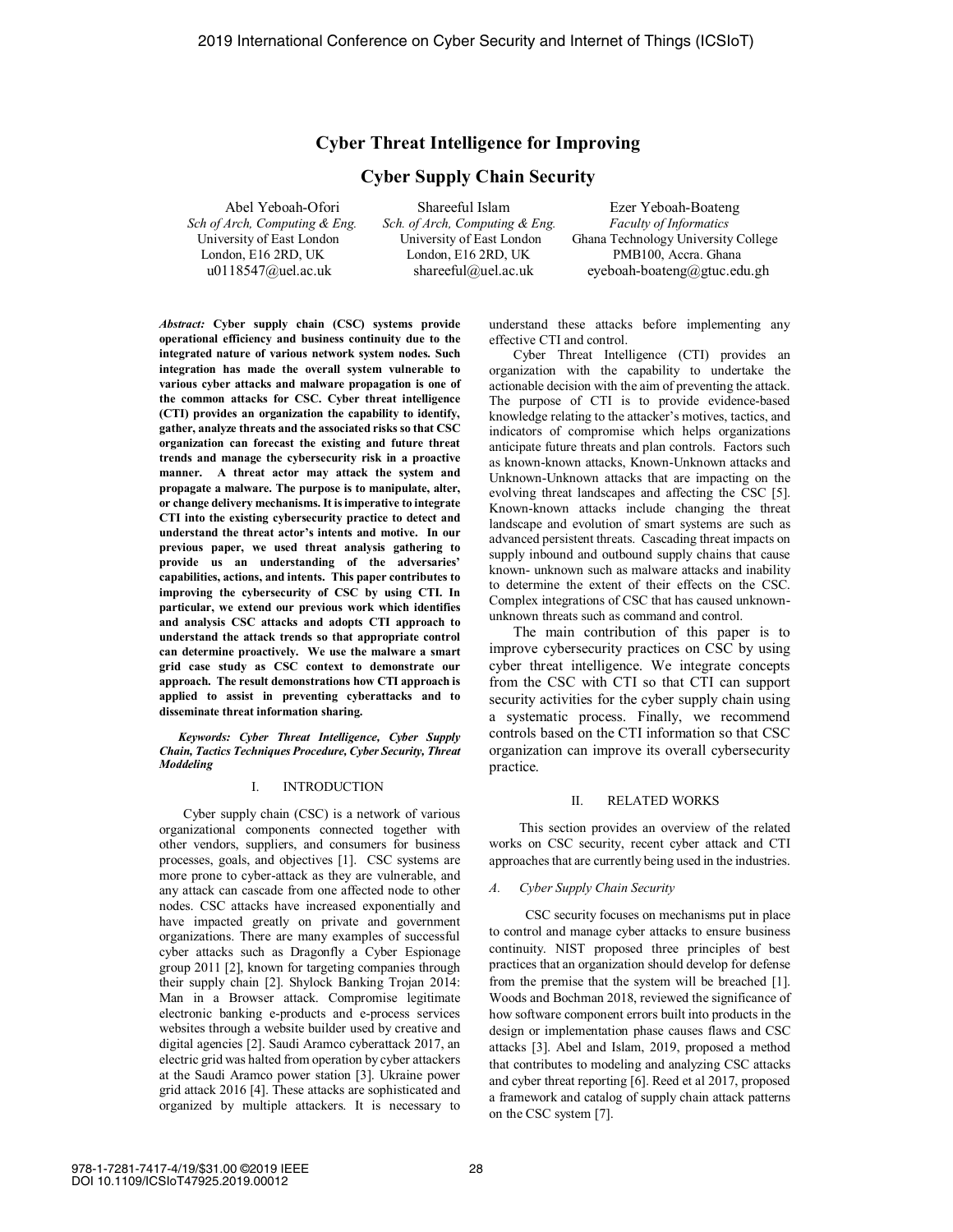# Cyber Threat Intelligence for Improving Cyber Supply Chain Security

Abel Yeboah-Ofori
*Sch of Arch, Computing & Eng.*
University of East London
London, E16 2RD, UK
u0118547@uel.ac.uk

Shareeful Islam
*Sch. of Arch, Computing & Eng.*
University of East London
London, E16 2RD, UK
shareeful@uel.ac.uk

Ezer Yeboah-Boateng
*Faculty of Informatics*
Ghana Technology University College
PMB100, Accra. Ghana
eyeboah-boateng@gtuc.edu.gh

***Abstract:*** **Cyber supply chain (CSC) systems provide operational efficiency and business continuity due to the integrated nature of various network system nodes. Such integration has made the overall system vulnerable to various cyber attacks and malware propagation is one of the common attacks for CSC. Cyber threat intelligence (CTI) provides an organization the capability to identify, gather, analyze threats and the associated risks so that CSC organization can forecast the existing and future threat trends and manage the cybersecurity risk in a proactive manner. A threat actor may attack the system and propagate a malware. The purpose is to manipulate, alter, or change delivery mechanisms. It is imperative to integrate CTI into the existing cybersecurity practice to detect and understand the threat actor's intents and motive. In our previous paper, we used threat analysis gathering to provide us an understanding of the adversaries' capabilities, actions, and intents. This paper contributes to improving the cybersecurity of CSC by using CTI. In particular, we extend our previous work which identifies and analysis CSC attacks and adopts CTI approach to understand the attack trends so that appropriate control can determine proactively. We use the malware a smart grid case study as CSC context to demonstrate our approach. The result demonstrations how CTI approach is applied to assist in preventing cyberattacks and to disseminate threat information sharing.**

***Keywords: Cyber Threat Intelligence, Cyber Supply Chain, Tactics Techniques Procedure, Cyber Security, Threat Moddeling***

## I. INTRODUCTION

Cyber supply chain (CSC) is a network of various organizational components connected together with other vendors, suppliers, and consumers for business processes, goals, and objectives [1]. CSC systems are more prone to cyber-attack as they are vulnerable, and any attack can cascade from one affected node to other nodes. CSC attacks have increased exponentially and have impacted greatly on private and government organizations. There are many examples of successful cyber attacks such as Dragonfly a Cyber Espionage group 2011 [2], known for targeting companies through their supply chain [2]. Shylock Banking Trojan 2014: Man in a Browser attack. Compromise legitimate electronic banking e-products and e-process services websites through a website builder used by creative and digital agencies [2]. Saudi Aramco cyberattack 2017, an electric grid was halted from operation by cyber attackers at the Saudi Aramco power station [3]. Ukraine power grid attack 2016 [4]. These attacks are sophisticated and organized by multiple attackers. It is necessary to understand these attacks before implementing any effective CTI and control.

Cyber Threat Intelligence (CTI) provides an organization with the capability to undertake the actionable decision with the aim of preventing the attack. The purpose of CTI is to provide evidence-based knowledge relating to the attacker's motives, tactics, and indicators of compromise which helps organizations anticipate future threats and plan controls. Factors such as known-known attacks, Known-Unknown attacks and Unknown-Unknown attacks that are impacting on the evolving threat landscapes and affecting the CSC [5]. Known-known attacks include changing the threat landscape and evolution of smart systems are such as advanced persistent threats. Cascading threat impacts on supply inbound and outbound supply chains that cause known- unknown such as malware attacks and inability to determine the extent of their effects on the CSC. Complex integrations of CSC that has caused unknown-unknown threats such as command and control.

The main contribution of this paper is to improve cybersecurity practices on CSC by using cyber threat intelligence. We integrate concepts from the CSC with CTI so that CTI can support security activities for the cyber supply chain using a systematic process. Finally, we recommend controls based on the CTI information so that CSC organization can improve its overall cybersecurity practice.

## II. RELATED WORKS

This section provides an overview of the related works on CSC security, recent cyber attack and CTI approaches that are currently being used in the industries.

### *A. Cyber Supply Chain Security*

CSC security focuses on mechanisms put in place to control and manage cyber attacks to ensure business continuity. NIST proposed three principles of best practices that an organization should develop for defense from the premise that the system will be breached [1]. Woods and Bochman 2018, reviewed the significance of how software component errors built into products in the design or implementation phase causes flaws and CSC attacks [3]. Abel and Islam, 2019, proposed a method that contributes to modeling and analyzing CSC attacks and cyber threat reporting [6]. Reed et al 2017, proposed a framework and catalog of supply chain attack patterns on the CSC system [7].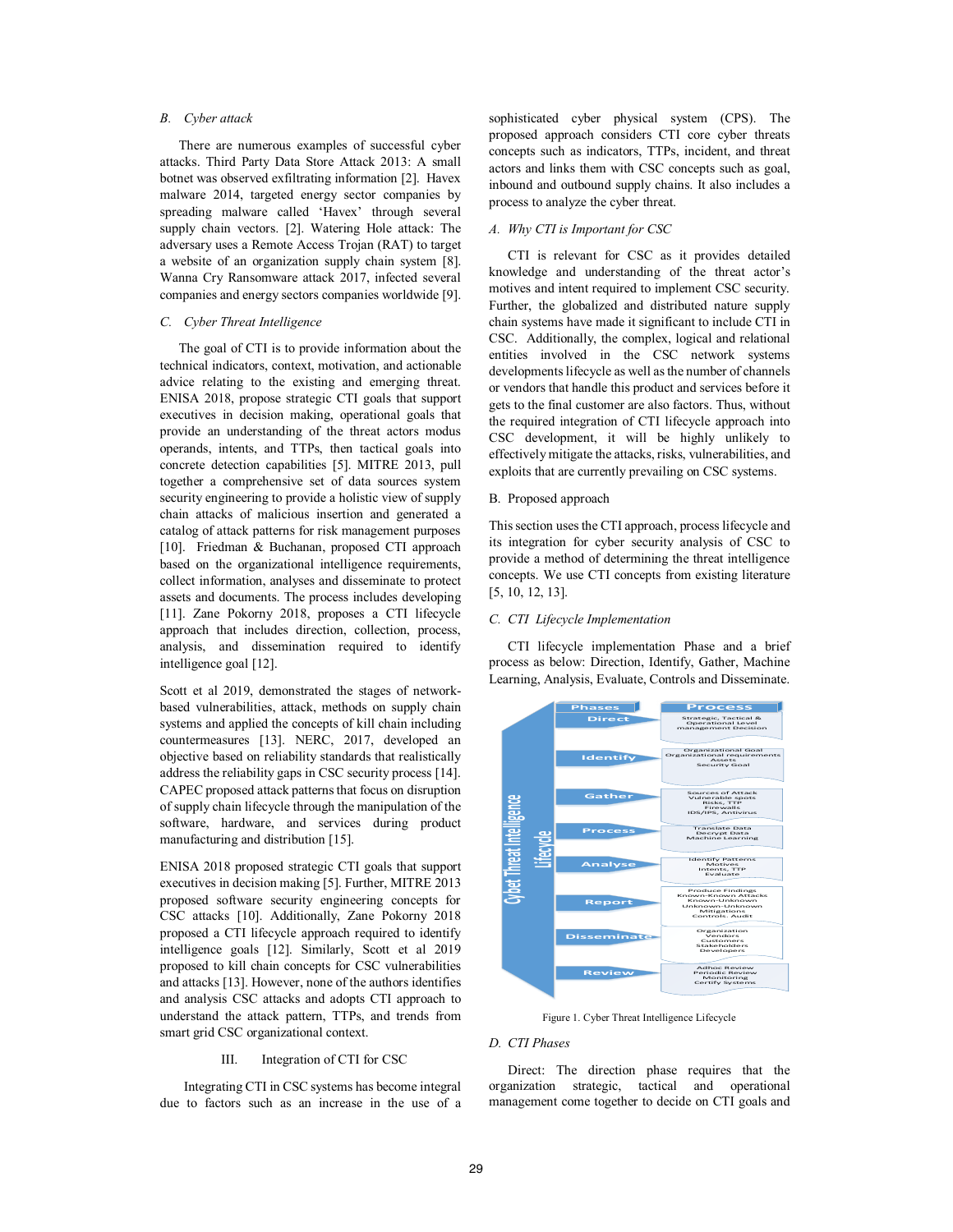## B. Cyber attack

There are numerous examples of successful cyber attacks. Third Party Data Store Attack 2013: A small botnet was observed exfiltrating information [2]. Havex malware 2014, targeted energy sector companies by spreading malware called 'Havex' through several supply chain vectors. [2]. Watering Hole attack: The adversary uses a Remote Access Trojan (RAT) to target a website of an organization supply chain system [8]. Wanna Cry Ransomware attack 2017, infected several companies and energy sectors companies worldwide [9].

## C. Cyber Threat Intelligence

The goal of CTI is to provide information about the technical indicators, context, motivation, and actionable advice relating to the existing and emerging threat. ENISA 2018, propose strategic CTI goals that support executives in decision making, operational goals that provide an understanding of the threat actors modus operands, intents, and TTPs, then tactical goals into concrete detection capabilities [5]. MITRE 2013, pull together a comprehensive set of data sources system security engineering to provide a holistic view of supply chain attacks of malicious insertion and generated a catalog of attack patterns for risk management purposes [10]. Friedman & Buchanan, proposed CTI approach based on the organizational intelligence requirements, collect information, analyses and disseminate to protect assets and documents. The process includes developing [11]. Zane Pokorny 2018, proposes a CTI lifecycle approach that includes direction, collection, process, analysis, and dissemination required to identify intelligence goal [12].

Scott et al 2019, demonstrated the stages of network-based vulnerabilities, attack, methods on supply chain systems and applied the concepts of kill chain including countermeasures [13]. NERC, 2017, developed an objective based on reliability standards that realistically address the reliability gaps in CSC security process [14]. CAPEC proposed attack patterns that focus on disruption of supply chain lifecycle through the manipulation of the software, hardware, and services during product manufacturing and distribution [15].

ENISA 2018 proposed strategic CTI goals that support executives in decision making [5]. Further, MITRE 2013 proposed software security engineering concepts for CSC attacks [10]. Additionally, Zane Pokorny 2018 proposed a CTI lifecycle approach required to identify intelligence goals [12]. Similarly, Scott et al 2019 proposed to kill chain concepts for CSC vulnerabilities and attacks [13]. However, none of the authors identifies and analysis CSC attacks and adopts CTI approach to understand the attack pattern, TTPs, and trends from smart grid CSC organizational context.

# III. Integration of CTI for CSC

Integrating CTI in CSC systems has become integral due to factors such as an increase in the use of a sophisticated cyber physical system (CPS). The proposed approach considers CTI core cyber threats concepts such as indicators, TTPs, incident, and threat actors and links them with CSC concepts such as goal, inbound and outbound supply chains. It also includes a process to analyze the cyber threat.

## A. Why CTI is Important for CSC

CTI is relevant for CSC as it provides detailed knowledge and understanding of the threat actor's motives and intent required to implement CSC security. Further, the globalized and distributed nature supply chain systems have made it significant to include CTI in CSC. Additionally, the complex, logical and relational entities involved in the CSC network systems developments lifecycle as well as the number of channels or vendors that handle this product and services before it gets to the final customer are also factors. Thus, without the required integration of CTI lifecycle approach into CSC development, it will be highly unlikely to effectively mitigate the attacks, risks, vulnerabilities, and exploits that are currently prevailing on CSC systems.

## B. Proposed approach

This section uses the CTI approach, process lifecycle and its integration for cyber security analysis of CSC to provide a method of determining the threat intelligence concepts. We use CTI concepts from existing literature [5, 10, 12, 13].

## C. CTI Lifecycle Implementation

CTI lifecycle implementation Phase and a brief process as below: Direction, Identify, Gather, Machine Learning, Analysis, Evaluate, Controls and Disseminate.

Cybet Threat Intelligence Lifecycle

Phases | Process

Direct | Strategic, Tactical & Operational Level management Decision

Identify | Organizational Goal, Organizational requirements, Assets, Security Goal

Gather | Sources of Attack, Vulnerable spots, Risks, TTP, Firewalls, IDS/IPS, Antivirus

Process | Translate Data, Decrypt Data, Machine Learning

Analyse | Identify Patterns, Motives, Intents, TTP, Evaluate

Report | Produce Findings, Known-Known Attacks, Known-Unknown, Unknown-Unknown, Mitigations, Controls. Audit

Disseminate | Organization, Vendors, Customers, Stakeholders, Developers

Review | Adhoc Review, Periodic Review, Monitoring, Certify Systems

Figure 1. Cyber Threat Intelligence Lifecycle

## D. CTI Phases

Direct: The direction phase requires that the organization strategic, tactical and operational management come together to decide on CTI goals and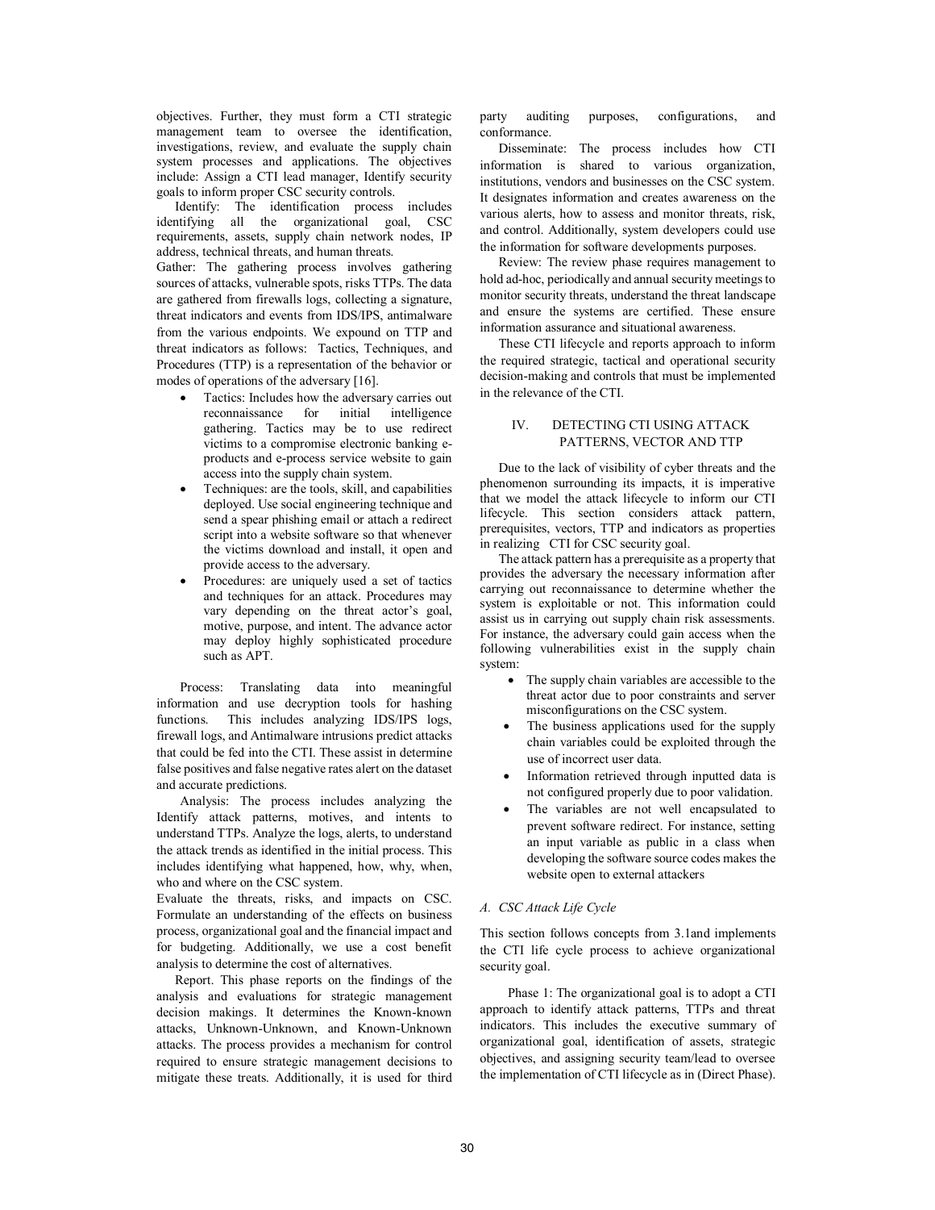objectives. Further, they must form a CTI strategic management team to oversee the identification, investigations, review, and evaluate the supply chain system processes and applications. The objectives include: Assign a CTI lead manager, Identify security goals to inform proper CSC security controls.

Identify: The identification process includes identifying all the organizational goal, CSC requirements, assets, supply chain network nodes, IP address, technical threats, and human threats.

Gather: The gathering process involves gathering sources of attacks, vulnerable spots, risks TTPs. The data are gathered from firewalls logs, collecting a signature, threat indicators and events from IDS/IPS, antimalware from the various endpoints. We expound on TTP and threat indicators as follows: Tactics, Techniques, and Procedures (TTP) is a representation of the behavior or modes of operations of the adversary [16].

- Tactics: Includes how the adversary carries out reconnaissance for initial intelligence gathering. Tactics may be to use redirect victims to a compromise electronic banking e-products and e-process service website to gain access into the supply chain system.
- Techniques: are the tools, skill, and capabilities deployed. Use social engineering technique and send a spear phishing email or attach a redirect script into a website software so that whenever the victims download and install, it open and provide access to the adversary.
- Procedures: are uniquely used a set of tactics and techniques for an attack. Procedures may vary depending on the threat actor's goal, motive, purpose, and intent. The advance actor may deploy highly sophisticated procedure such as APT.

Process: Translating data into meaningful information and use decryption tools for hashing functions. This includes analyzing IDS/IPS logs, firewall logs, and Antimalware intrusions predict attacks that could be fed into the CTI. These assist in determine false positives and false negative rates alert on the dataset and accurate predictions.

Analysis: The process includes analyzing the Identify attack patterns, motives, and intents to understand TTPs. Analyze the logs, alerts, to understand the attack trends as identified in the initial process. This includes identifying what happened, how, why, when, who and where on the CSC system.

Evaluate the threats, risks, and impacts on CSC. Formulate an understanding of the effects on business process, organizational goal and the financial impact and for budgeting. Additionally, we use a cost benefit analysis to determine the cost of alternatives.

Report. This phase reports on the findings of the analysis and evaluations for strategic management decision makings. It determines the Known-known attacks, Unknown-Unknown, and Known-Unknown attacks. The process provides a mechanism for control required to ensure strategic management decisions to mitigate these treats. Additionally, it is used for third party auditing purposes, configurations, and conformance.

Disseminate: The process includes how CTI information is shared to various organization, institutions, vendors and businesses on the CSC system. It designates information and creates awareness on the various alerts, how to assess and monitor threats, risk, and control. Additionally, system developers could use the information for software developments purposes.

Review: The review phase requires management to hold ad-hoc, periodically and annual security meetings to monitor security threats, understand the threat landscape and ensure the systems are certified. These ensure information assurance and situational awareness.

These CTI lifecycle and reports approach to inform the required strategic, tactical and operational security decision-making and controls that must be implemented in the relevance of the CTI.

## IV. DETECTING CTI USING ATTACK PATTERNS, VECTOR AND TTP

Due to the lack of visibility of cyber threats and the phenomenon surrounding its impacts, it is imperative that we model the attack lifecycle to inform our CTI lifecycle. This section considers attack pattern, prerequisites, vectors, TTP and indicators as properties in realizing CTI for CSC security goal.

The attack pattern has a prerequisite as a property that provides the adversary the necessary information after carrying out reconnaissance to determine whether the system is exploitable or not. This information could assist us in carrying out supply chain risk assessments. For instance, the adversary could gain access when the following vulnerabilities exist in the supply chain system:

- The supply chain variables are accessible to the threat actor due to poor constraints and server misconfigurations on the CSC system.
- The business applications used for the supply chain variables could be exploited through the use of incorrect user data.
- Information retrieved through inputted data is not configured properly due to poor validation.
- The variables are not well encapsulated to prevent software redirect. For instance, setting an input variable as public in a class when developing the software source codes makes the website open to external attackers

### *A. CSC Attack Life Cycle*

This section follows concepts from 3.1and implements the CTI life cycle process to achieve organizational security goal.

Phase 1: The organizational goal is to adopt a CTI approach to identify attack patterns, TTPs and threat indicators. This includes the executive summary of organizational goal, identification of assets, strategic objectives, and assigning security team/lead to oversee the implementation of CTI lifecycle as in (Direct Phase).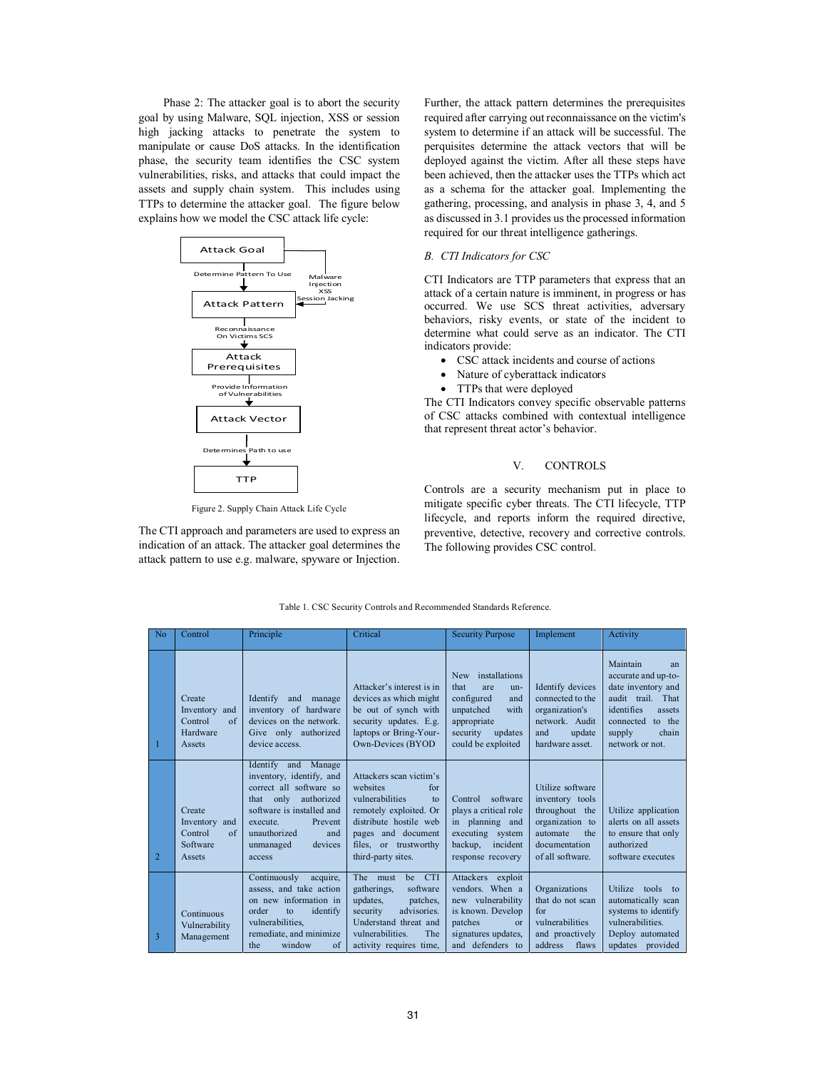Phase 2: The attacker goal is to abort the security goal by using Malware, SQL injection, XSS or session high jacking attacks to penetrate the system to manipulate or cause DoS attacks. In the identification phase, the security team identifies the CSC system vulnerabilities, risks, and attacks that could impact the assets and supply chain system. This includes using TTPs to determine the attacker goal. The figure below explains how we model the CSC attack life cycle:

Attack Goal

Determine Pattern To Use

Malware
Injection
XSS
Session Jacking

Attack Pattern

Reconnaissance
On Victims SCS

Attack Prerequisites

Provide Information of Vulnerabilities

Attack Vector

Determines Path to use

TTP

Figure 2. Supply Chain Attack Life Cycle

The CTI approach and parameters are used to express an indication of an attack. The attacker goal determines the attack pattern to use e.g. malware, spyware or Injection. Further, the attack pattern determines the prerequisites required after carrying out reconnaissance on the victim's system to determine if an attack will be successful. The perquisites determine the attack vectors that will be deployed against the victim. After all these steps have been achieved, then the attacker uses the TTPs which act as a schema for the attacker goal. Implementing the gathering, processing, and analysis in phase 3, 4, and 5 as discussed in 3.1 provides us the processed information required for our threat intelligence gatherings.

### B. CTI Indicators for CSC

CTI Indicators are TTP parameters that express that an attack of a certain nature is imminent, in progress or has occurred. We use SCS threat activities, adversary behaviors, risky events, or state of the incident to determine what could serve as an indicator. The CTI indicators provide:

- CSC attack incidents and course of actions
- Nature of cyberattack indicators
- TTPs that were deployed

The CTI Indicators convey specific observable patterns of CSC attacks combined with contextual intelligence that represent threat actor's behavior.

## V. CONTROLS

Controls are a security mechanism put in place to mitigate specific cyber threats. The CTI lifecycle, TTP lifecycle, and reports inform the required directive, preventive, detective, recovery and corrective controls. The following provides CSC control.

Table 1. CSC Security Controls and Recommended Standards Reference.

| No | Control | Principle | Critical | Security Purpose | Implement | Activity |
|---|---|---|---|---|---|---|
| 1 | Create Inventory and Control of Hardware Assets | Identify and manage inventory of hardware devices on the network. Give only authorized device access. | Attacker's interest is in devices as which might be out of synch with security updates. E.g. laptops or Bring-Your-Own-Devices (BYOD | New installations that are un-configured and unpatched with appropriate security updates could be exploited | Identify devices connected to the organization's network. Audit and update hardware asset. | Maintain an accurate and up-to-date inventory and audit trail. That identifies assets connected to the supply chain network or not. |
| 2 | Create Inventory and Control of Software Assets | Identify and Manage inventory, identify, and correct all software so that only authorized software is installed and execute. Prevent unauthorized and unmanaged devices access | Attackers scan victim's websites for vulnerabilities to remotely exploited. Or distribute hostile web pages and document files, or trustworthy third-party sites. | Control software plays a critical role in planning and executing system backup, incident response recovery | Utilize software inventory tools throughout the organization to automate the documentation of all software. | Utilize application alerts on all assets to ensure that only authorized software executes |
| 3 | Continuous Vulnerability Management | Continuously acquire, assess, and take action on new information in order to identify vulnerabilities, remediate, and minimize the window of | The must be CTI gatherings, software updates, patches, security advisories. Understand threat and vulnerabilities. The activity requires time, | Attackers exploit vendors. When a new vulnerability is known. Develop patches or signatures updates, and defenders to | Organizations that do not scan for vulnerabilities and proactively address flaws | Utilize tools to automatically scan systems to identify vulnerabilities. Deploy automated updates provided |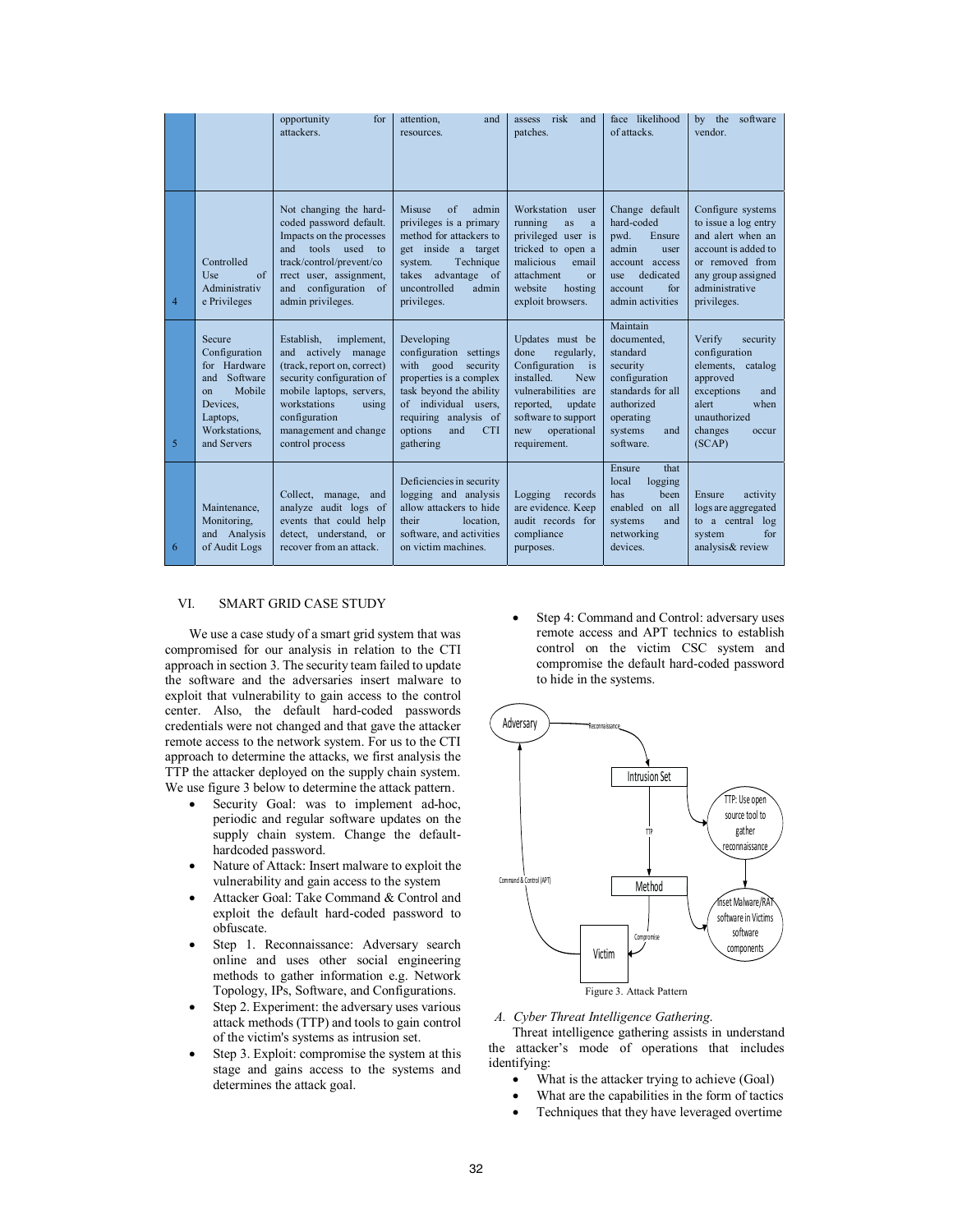| | | | | | | |
|---|---|---|---|---|---|---|
| | | opportunity for attackers. | attention, and resources. | assess risk and patches. | face likelihood of attacks. | by the software vendor. |
| 4 | Controlled Use of Administrative Privileges | Not changing the hard-coded password default. Impacts on the processes and tools used to track/control/prevent/correct user, assignment, and configuration of admin privileges. | Misuse of admin privileges is a primary method for attackers to get inside a target system. Technique takes advantage of uncontrolled admin privileges. | Workstation user running as a privileged user is tricked to open a malicious email attachment or website hosting exploit browsers. | Change default hard-coded pwd. Ensure admin user account access use dedicated account for admin activities | Configure systems to issue a log entry and alert when an account is added to or removed from any group assigned administrative privileges. |
| 5 | Secure Configuration for Hardware and Software on Mobile Devices, Laptops, Workstations, and Servers | Establish, implement, and actively manage (track, report on, correct) security configuration of mobile laptops, servers, workstations using configuration management and change control process | Developing configuration settings with good security properties is a complex task beyond the ability of individual users, requiring analysis of options and CTI gathering | Updates must be done regularly, Configuration is installed. New vulnerabilities are reported, update software to support new operational requirement. | Maintain documented, standard security configuration standards for all authorized operating systems and software. | Verify security configuration elements, catalog approved exceptions and alert when unauthorized changes occur (SCAP) |
| 6 | Maintenance, Monitoring, and Analysis of Audit Logs | Collect, manage, and analyze audit logs of events that could help detect, understand, or recover from an attack. | Deficiencies in security logging and analysis allow attackers to hide their location, software, and activities on victim machines. | Logging records are evidence. Keep audit records for compliance purposes. | Ensure that local logging has been enabled on all systems and networking devices. | Ensure activity logs are aggregated to a central log system for analysis& review |

## VI. SMART GRID CASE STUDY

We use a case study of a smart grid system that was compromised for our analysis in relation to the CTI approach in section 3. The security team failed to update the software and the adversaries insert malware to exploit that vulnerability to gain access to the control center. Also, the default hard-coded passwords credentials were not changed and that gave the attacker remote access to the network system. For us to the CTI approach to determine the attacks, we first analysis the TTP the attacker deployed on the supply chain system. We use figure 3 below to determine the attack pattern.

- Security Goal: was to implement ad-hoc, periodic and regular software updates on the supply chain system. Change the default-hardcoded password.
- Nature of Attack: Insert malware to exploit the vulnerability and gain access to the system
- Attacker Goal: Take Command & Control and exploit the default hard-coded password to obfuscate.
- Step 1. Reconnaissance: Adversary search online and uses other social engineering methods to gather information e.g. Network Topology, IPs, Software, and Configurations.
- Step 2. Experiment: the adversary uses various attack methods (TTP) and tools to gain control of the victim's systems as intrusion set.
- Step 3. Exploit: compromise the system at this stage and gains access to the systems and determines the attack goal.
- Step 4: Command and Control: adversary uses remote access and APT technics to establish control on the victim CSC system and compromise the default hard-coded password to hide in the systems.

Adversary
Reconnaissance
Intrusion Set
TTP: Use open source tool to gather reconnaissance
TTP
Command & Control (APT)
Method
Inset Malware/RAT software in Victims software components
Compromise
Victim

Figure 3. Attack Pattern

### A. Cyber Threat Intelligence Gathering.

Threat intelligence gathering assists in understand the attacker's mode of operations that includes identifying:

- What is the attacker trying to achieve (Goal)
- What are the capabilities in the form of tactics
- Techniques that they have leveraged overtime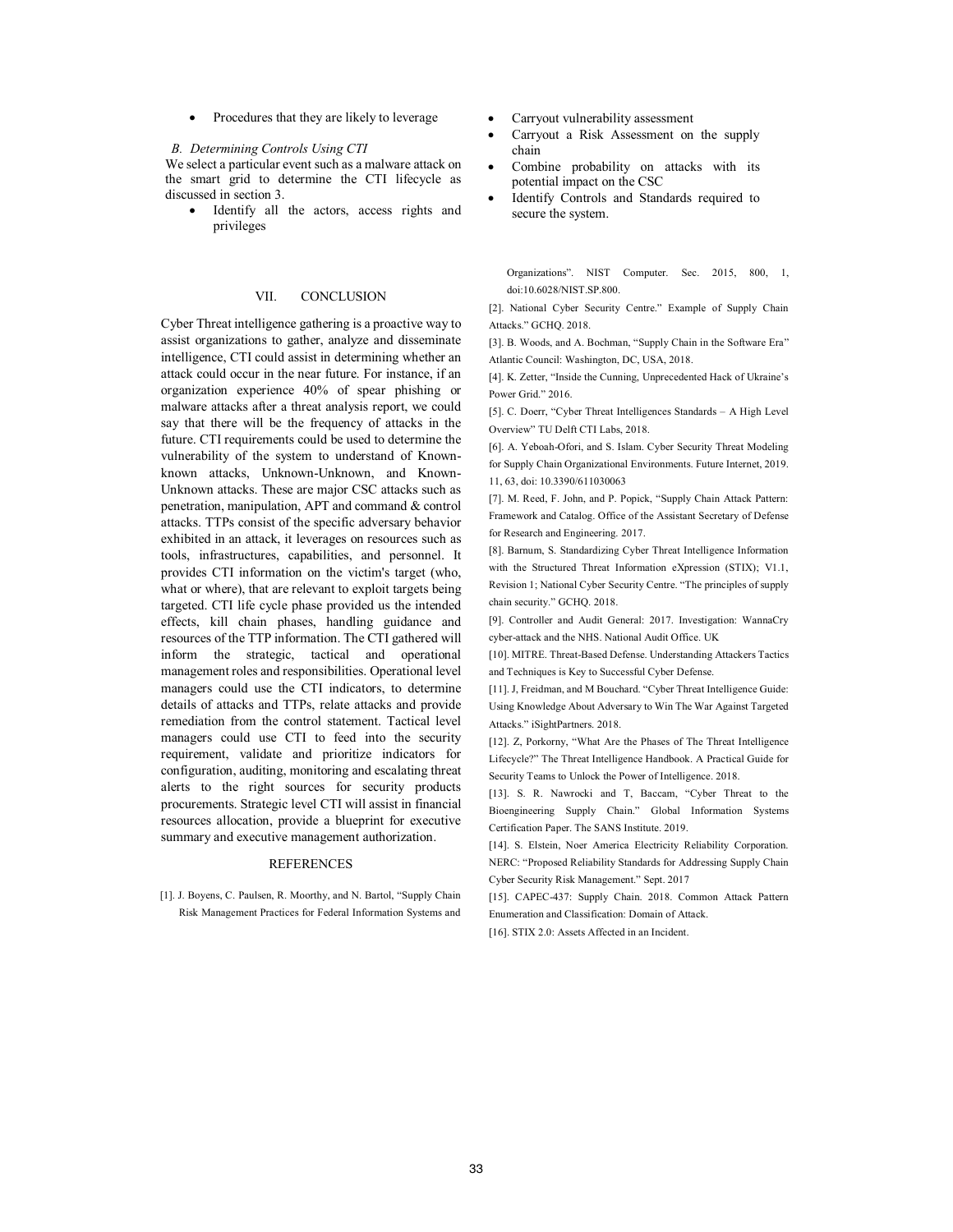- Procedures that they are likely to leverage

*B. Determining Controls Using CTI*

We select a particular event such as a malware attack on the smart grid to determine the CTI lifecycle as discussed in section 3.

- Identify all the actors, access rights and privileges
- Carryout vulnerability assessment
- Carryout a Risk Assessment on the supply chain
- Combine probability on attacks with its potential impact on the CSC
- Identify Controls and Standards required to secure the system.

## VII. CONCLUSION

Cyber Threat intelligence gathering is a proactive way to assist organizations to gather, analyze and disseminate intelligence, CTI could assist in determining whether an attack could occur in the near future. For instance, if an organization experience 40% of spear phishing or malware attacks after a threat analysis report, we could say that there will be the frequency of attacks in the future. CTI requirements could be used to determine the vulnerability of the system to understand of Known-known attacks, Unknown-Unknown, and Known-Unknown attacks. These are major CSC attacks such as penetration, manipulation, APT and command & control attacks. TTPs consist of the specific adversary behavior exhibited in an attack, it leverages on resources such as tools, infrastructures, capabilities, and personnel. It provides CTI information on the victim's target (who, what or where), that are relevant to exploit targets being targeted. CTI life cycle phase provided us the intended effects, kill chain phases, handling guidance and resources of the TTP information. The CTI gathered will inform the strategic, tactical and operational management roles and responsibilities. Operational level managers could use the CTI indicators, to determine details of attacks and TTPs, relate attacks and provide remediation from the control statement. Tactical level managers could use CTI to feed into the security requirement, validate and prioritize indicators for configuration, auditing, monitoring and escalating threat alerts to the right sources for security products procurements. Strategic level CTI will assist in financial resources allocation, provide a blueprint for executive summary and executive management authorization.

## REFERENCES

[1]. J. Boyens, C. Paulsen, R. Moorthy, and N. Bartol, "Supply Chain Risk Management Practices for Federal Information Systems and Organizations". NIST Computer. Sec. 2015, 800, 1, doi:10.6028/NIST.SP.800.

[2]. National Cyber Security Centre." Example of Supply Chain Attacks." GCHQ. 2018.

[3]. B. Woods, and A. Bochman, "Supply Chain in the Software Era" Atlantic Council: Washington, DC, USA, 2018.

[4]. K. Zetter, "Inside the Cunning, Unprecedented Hack of Ukraine's Power Grid." 2016.

[5]. C. Doerr, "Cyber Threat Intelligences Standards – A High Level Overview" TU Delft CTI Labs, 2018.

[6]. A. Yeboah-Ofori, and S. Islam. Cyber Security Threat Modeling for Supply Chain Organizational Environments. Future Internet, 2019. 11, 63, doi: 10.3390/611030063

[7]. M. Reed, F. John, and P. Popick, "Supply Chain Attack Pattern: Framework and Catalog. Office of the Assistant Secretary of Defense for Research and Engineering. 2017.

[8]. Barnum, S. Standardizing Cyber Threat Intelligence Information with the Structured Threat Information eXpression (STIX); V1.1, Revision 1; National Cyber Security Centre. "The principles of supply chain security." GCHQ. 2018.

[9]. Controller and Audit General: 2017. Investigation: WannaCry cyber-attack and the NHS. National Audit Office. UK

[10]. MITRE. Threat-Based Defense. Understanding Attackers Tactics and Techniques is Key to Successful Cyber Defense.

[11]. J, Freidman, and M Bouchard. "Cyber Threat Intelligence Guide: Using Knowledge About Adversary to Win The War Against Targeted Attacks." iSightPartners. 2018.

[12]. Z, Porkorny, "What Are the Phases of The Threat Intelligence Lifecycle?" The Threat Intelligence Handbook. A Practical Guide for Security Teams to Unlock the Power of Intelligence. 2018.

[13]. S. R. Nawrocki and T, Baccam, "Cyber Threat to the Bioengineering Supply Chain." Global Information Systems Certification Paper. The SANS Institute. 2019.

[14]. S. Elstein, Noer America Electricity Reliability Corporation. NERC: "Proposed Reliability Standards for Addressing Supply Chain Cyber Security Risk Management." Sept. 2017

[15]. CAPEC-437: Supply Chain. 2018. Common Attack Pattern Enumeration and Classification: Domain of Attack.

[16]. STIX 2.0: Assets Affected in an Incident.